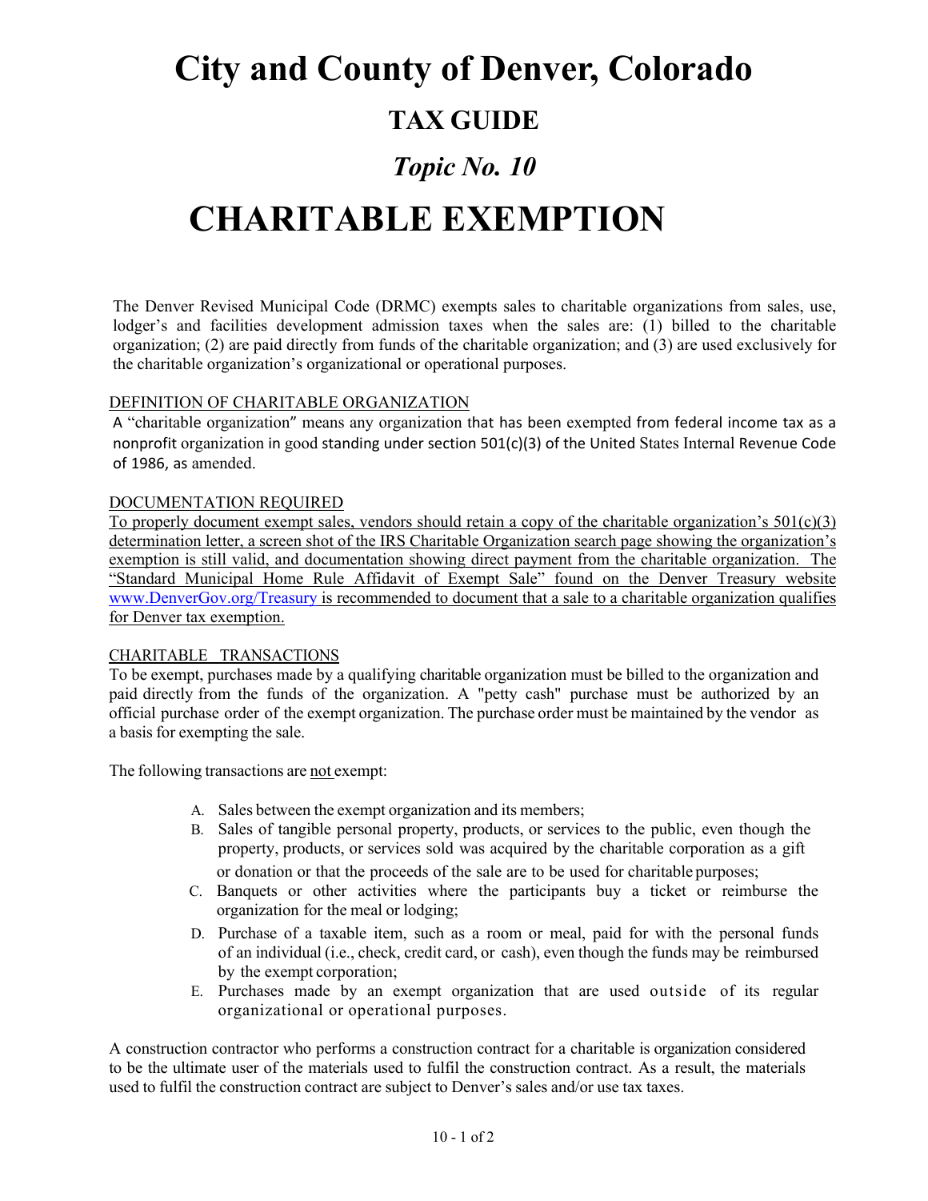# City and County of Denver, Colorado

## TAX GUIDE

### *Topic No. 10*

# CHARITABLE EXEMPTION

The Denver Revised Municipal Code (DRMC) exempts sales to charitable organizations from sales, use, lodger's and facilities development admission taxes when the sales are: (1) billed to the charitable organization; (2) are paid directly from funds of the charitable organization; and (3) are used exclusively for the charitable organization's organizational or operational purposes.

<u>DEFINITION OF CHARITABLE ORGANIZATION</u>

A "charitable organization" means any organization that has been exempted from federal income tax as a nonprofit organization in good standing under section 501(c)(3) of the United States Internal Revenue Code of 1986, as amended.

<u>DOCUMENTATION REQUIRED</u>

<u>To properly document exempt sales, vendors should retain a copy of the charitable organization's 501(c)(3) determination letter, a screen shot of the IRS Charitable Organization search page showing the organization's exemption is still valid, and documentation showing direct payment from the charitable organization. The "Standard Municipal Home Rule Affidavit of Exempt Sale" found on the Denver Treasury website www.DenverGov.org/Treasury is recommended to document that a sale to a charitable organization qualifies for Denver tax exemption.</u>

<u>CHARITABLE TRANSACTIONS</u>

To be exempt, purchases made by a qualifying charitable organization must be billed to the organization and paid directly from the funds of the organization. A "petty cash" purchase must be authorized by an official purchase order of the exempt organization. The purchase order must be maintained by the vendor as a basis for exempting the sale.

The following transactions are <u>not</u> exempt:

A. Sales between the exempt organization and its members;
B. Sales of tangible personal property, products, or services to the public, even though the property, products, or services sold was acquired by the charitable corporation as a gift or donation or that the proceeds of the sale are to be used for charitable purposes;
C. Banquets or other activities where the participants buy a ticket or reimburse the organization for the meal or lodging;
D. Purchase of a taxable item, such as a room or meal, paid for with the personal funds of an individual (i.e., check, credit card, or cash), even though the funds may be reimbursed by the exempt corporation;
E. Purchases made by an exempt organization that are used outside of its regular organizational or operational purposes.

A construction contractor who performs a construction contract for a charitable is organization considered to be the ultimate user of the materials used to fulfil the construction contract. As a result, the materials used to fulfil the construction contract are subject to Denver's sales and/or use tax taxes.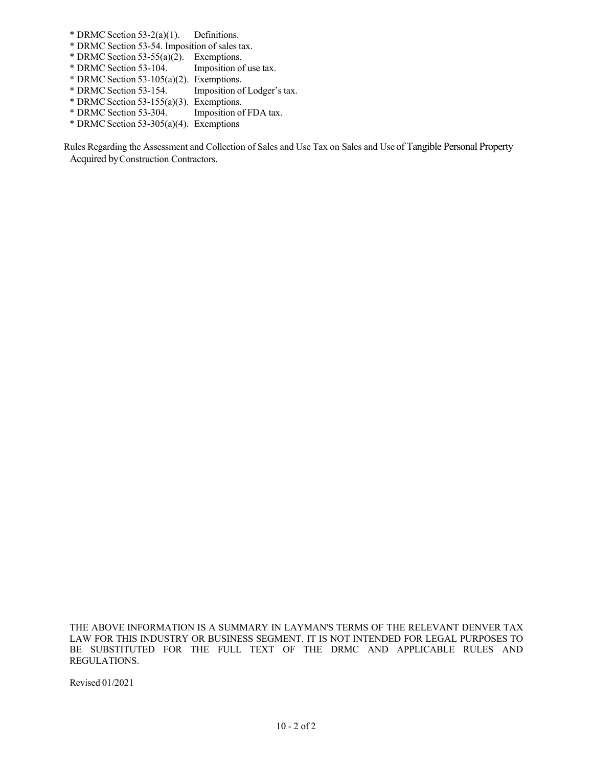* DRMC Section 53-2(a)(1). Definitions.
* DRMC Section 53-54. Imposition of sales tax.
* DRMC Section 53-55(a)(2). Exemptions.
* DRMC Section 53-104. Imposition of use tax.
* DRMC Section 53-105(a)(2). Exemptions.
* DRMC Section 53-154. Imposition of Lodger's tax.
* DRMC Section 53-155(a)(3). Exemptions.
* DRMC Section 53-304. Imposition of FDA tax.
* DRMC Section 53-305(a)(4). Exemptions

Rules Regarding the Assessment and Collection of Sales and Use Tax on Sales and Use of Tangible Personal Property Acquired by Construction Contractors.

THE ABOVE INFORMATION IS A SUMMARY IN LAYMAN'S TERMS OF THE RELEVANT DENVER TAX LAW FOR THIS INDUSTRY OR BUSINESS SEGMENT. IT IS NOT INTENDED FOR LEGAL PURPOSES TO BE SUBSTITUTED FOR THE FULL TEXT OF THE DRMC AND APPLICABLE RULES AND REGULATIONS.

Revised 01/2021